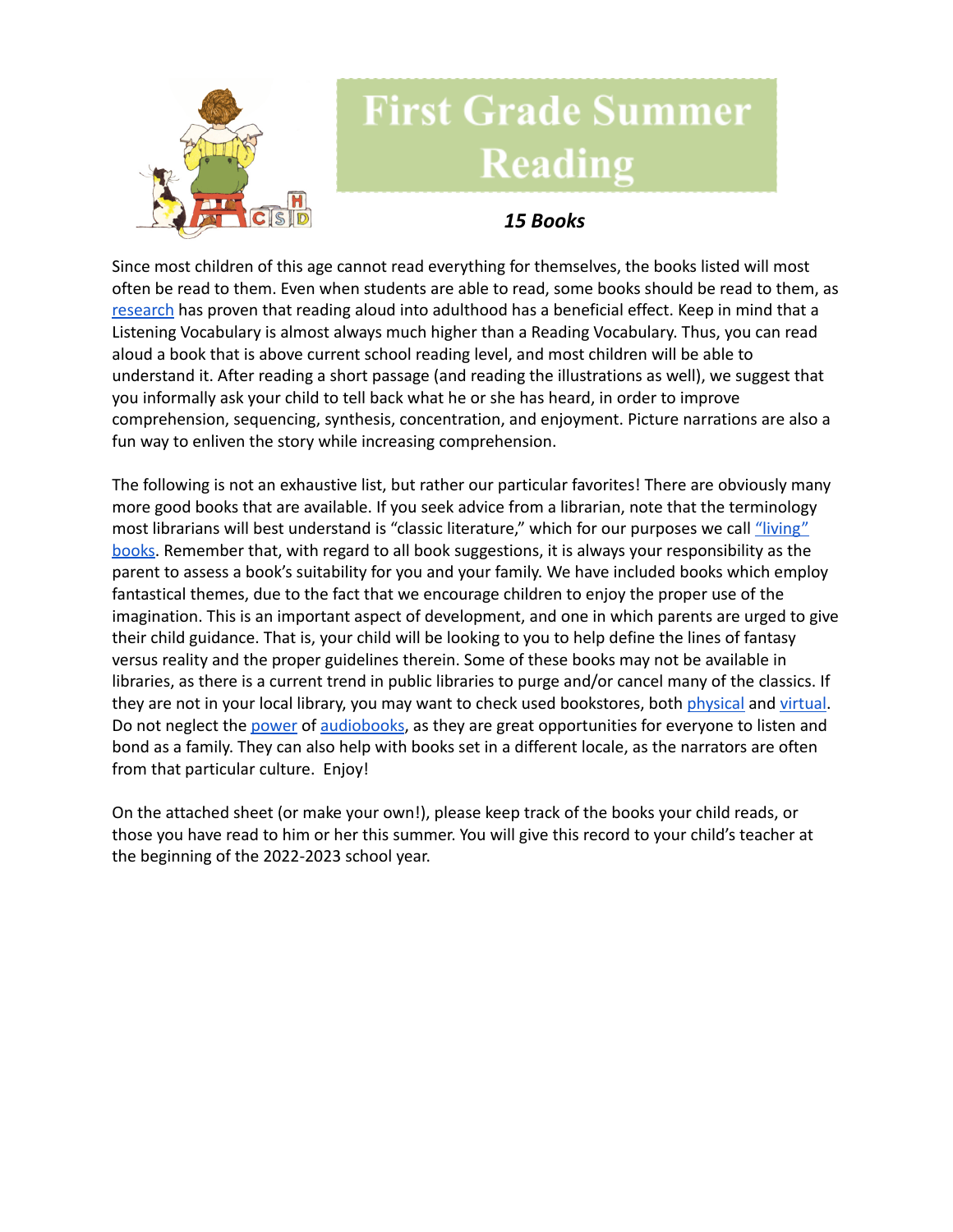# First Grade Summer Reading

***15 Books***

Since most children of this age cannot read everything for themselves, the books listed will most often be read to them. Even when students are able to read, some books should be read to them, as research has proven that reading aloud into adulthood has a beneficial effect. Keep in mind that a Listening Vocabulary is almost always much higher than a Reading Vocabulary. Thus, you can read aloud a book that is above current school reading level, and most children will be able to understand it. After reading a short passage (and reading the illustrations as well), we suggest that you informally ask your child to tell back what he or she has heard, in order to improve comprehension, sequencing, synthesis, concentration, and enjoyment. Picture narrations are also a fun way to enliven the story while increasing comprehension.

The following is not an exhaustive list, but rather our particular favorites! There are obviously many more good books that are available. If you seek advice from a librarian, note that the terminology most librarians will best understand is "classic literature," which for our purposes we call "living" books. Remember that, with regard to all book suggestions, it is always your responsibility as the parent to assess a book's suitability for you and your family. We have included books which employ fantastical themes, due to the fact that we encourage children to enjoy the proper use of the imagination. This is an important aspect of development, and one in which parents are urged to give their child guidance. That is, your child will be looking to you to help define the lines of fantasy versus reality and the proper guidelines therein. Some of these books may not be available in libraries, as there is a current trend in public libraries to purge and/or cancel many of the classics. If they are not in your local library, you may want to check used bookstores, both physical and virtual. Do not neglect the power of audiobooks, as they are great opportunities for everyone to listen and bond as a family. They can also help with books set in a different locale, as the narrators are often from that particular culture. Enjoy!

On the attached sheet (or make your own!), please keep track of the books your child reads, or those you have read to him or her this summer. You will give this record to your child's teacher at the beginning of the 2022-2023 school year.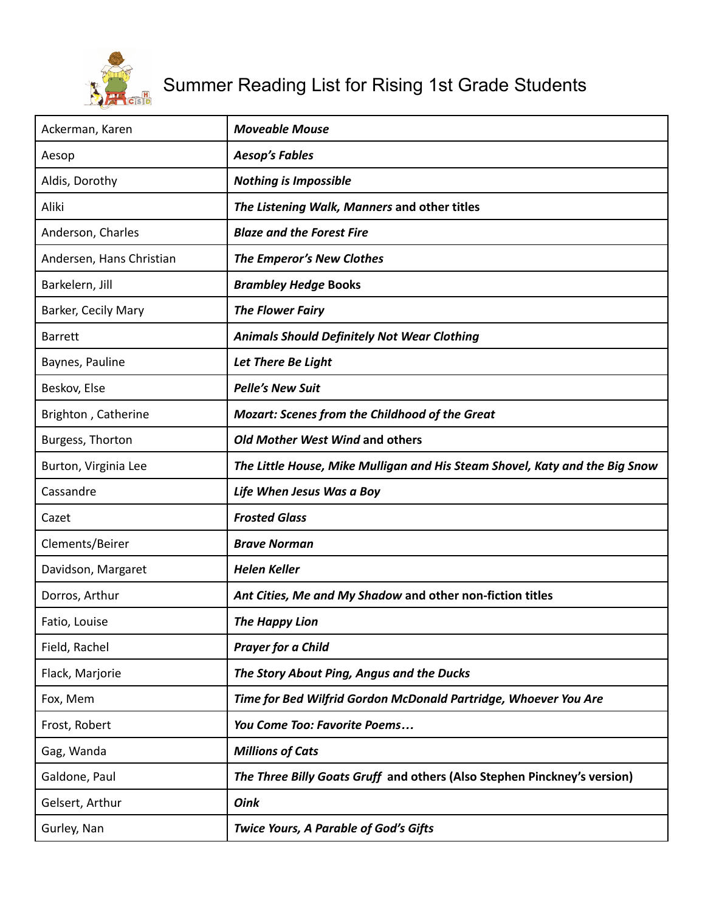# Summary Reading List for Rising 1st Grade Students

| | |
|---|---|
| Ackerman, Karen | ***Moveable Mouse*** |
| Aesop | ***Aesop's Fables*** |
| Aldis, Dorothy | ***Nothing is Impossible*** |
| Aliki | ***The Listening Walk, Manners*** **and other titles** |
| Anderson, Charles | ***Blaze and the Forest Fire*** |
| Andersen, Hans Christian | ***The Emperor's New Clothes*** |
| Barkelern, Jill | ***Brambley Hedge*** **Books** |
| Barker, Cecily Mary | ***The Flower Fairy*** |
| Barrett | ***Animals Should Definitely Not Wear Clothing*** |
| Baynes, Pauline | ***Let There Be Light*** |
| Beskov, Else | ***Pelle's New Suit*** |
| Brighton , Catherine | ***Mozart: Scenes from the Childhood of the Great*** |
| Burgess, Thorton | ***Old Mother West Wind*** **and others** |
| Burton, Virginia Lee | ***The Little House, Mike Mulligan and His Steam Shovel, Katy and the Big Snow*** |
| Cassandre | ***Life When Jesus Was a Boy*** |
| Cazet | ***Frosted Glass*** |
| Clements/Beirer | ***Brave Norman*** |
| Davidson, Margaret | ***Helen Keller*** |
| Dorros, Arthur | ***Ant Cities, Me and My Shadow*** **and other non-fiction titles** |
| Fatio, Louise | ***The Happy Lion*** |
| Field, Rachel | ***Prayer for a Child*** |
| Flack, Marjorie | ***The Story About Ping, Angus and the Ducks*** |
| Fox, Mem | ***Time for Bed Wilfrid Gordon McDonald Partridge, Whoever You Are*** |
| Frost, Robert | ***You Come Too: Favorite Poems…*** |
| Gag, Wanda | ***Millions of Cats*** |
| Galdone, Paul | ***The Three Billy Goats Gruff*** **and others (Also Stephen Pinckney's version)** |
| Gelsert, Arthur | ***Oink*** |
| Gurley, Nan | ***Twice Yours, A Parable of God's Gifts*** |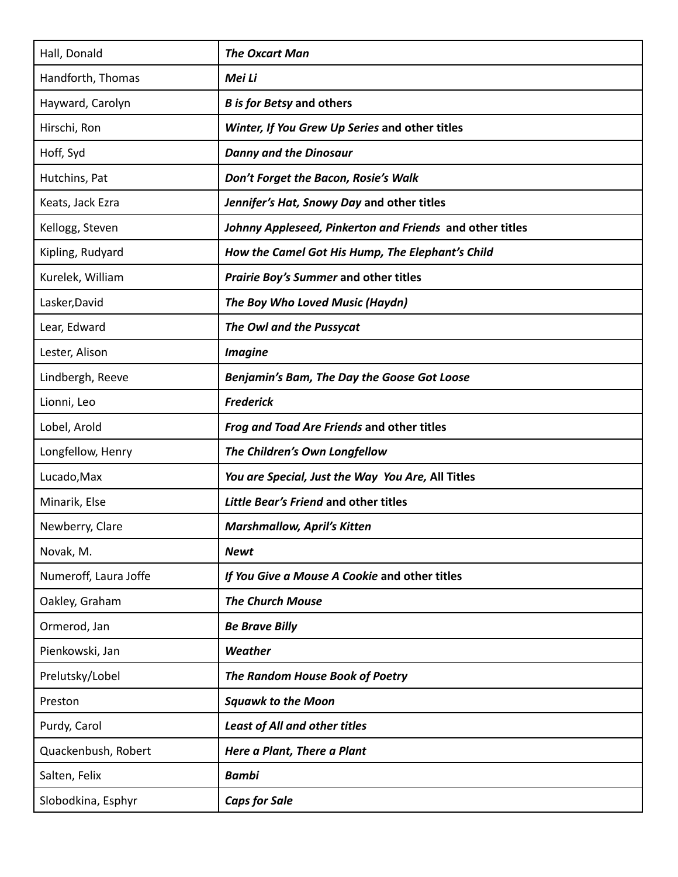| | |
|---|---|
| Hall, Donald | ***The Oxcart Man*** |
| Handforth, Thomas | ***Mei Li*** |
| Hayward, Carolyn | ***B is for Betsy* and others** |
| Hirschi, Ron | ***Winter, If You Grew Up Series* and other titles** |
| Hoff, Syd | ***Danny and the Dinosaur*** |
| Hutchins, Pat | ***Don't Forget the Bacon, Rosie's Walk*** |
| Keats, Jack Ezra | ***Jennifer's Hat, Snowy Day* and other titles** |
| Kellogg, Steven | ***Johnny Appleseed, Pinkerton and Friends* and other titles** |
| Kipling, Rudyard | ***How the Camel Got His Hump, The Elephant's Child*** |
| Kurelek, William | ***Prairie Boy's Summer* and other titles** |
| Lasker,David | ***The Boy Who Loved Music (Haydn)*** |
| Lear, Edward | ***The Owl and the Pussycat*** |
| Lester, Alison | ***Imagine*** |
| Lindbergh, Reeve | ***Benjamin's Bam, The Day the Goose Got Loose*** |
| Lionni, Leo | ***Frederick*** |
| Lobel, Arold | ***Frog and Toad Are Friends* and other titles** |
| Longfellow, Henry | ***The Children's Own Longfellow*** |
| Lucado,Max | ***You are Special, Just the Way You Are,* All Titles** |
| Minarik, Else | ***Little Bear's Friend* and other titles** |
| Newberry, Clare | ***Marshmallow, April's Kitten*** |
| Novak, M. | ***Newt*** |
| Numeroff, Laura Joffe | ***If You Give a Mouse A Cookie* and other titles** |
| Oakley, Graham | ***The Church Mouse*** |
| Ormerod, Jan | ***Be Brave Billy*** |
| Pienkowski, Jan | ***Weather*** |
| Prelutsky/Lobel | ***The Random House Book of Poetry*** |
| Preston | ***Squawk to the Moon*** |
| Purdy, Carol | ***Least of All and other titles*** |
| Quackenbush, Robert | ***Here a Plant, There a Plant*** |
| Salten, Felix | ***Bambi*** |
| Slobodkina, Esphyr | ***Caps for Sale*** |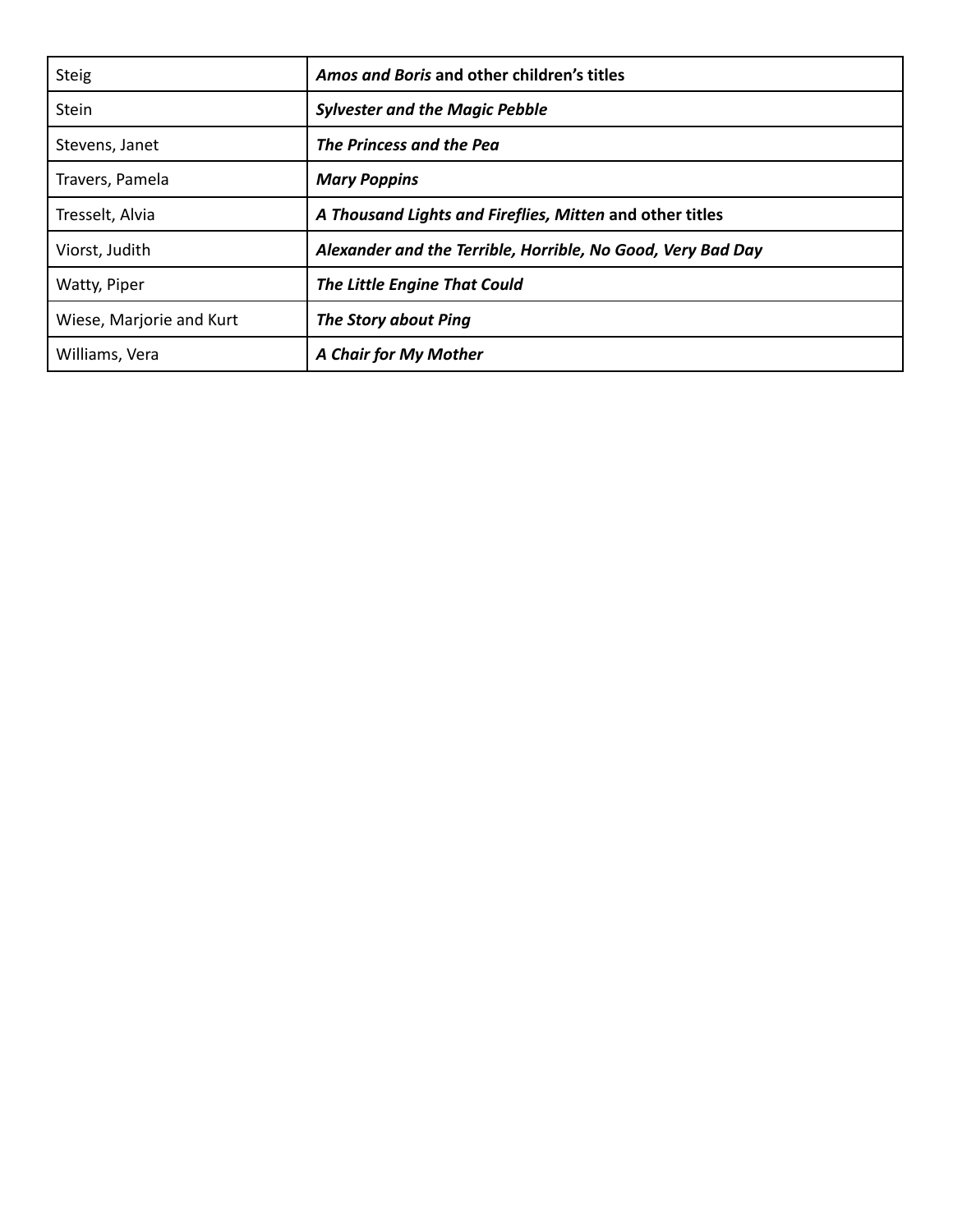| | |
|---|---|
| Steig | ***Amos and Boris* and other children's titles** |
| Stein | ***Sylvester and the Magic Pebble*** |
| Stevens, Janet | ***The Princess and the Pea*** |
| Travers, Pamela | ***Mary Poppins*** |
| Tresselt, Alvia | ***A Thousand Lights and Fireflies, Mitten* and other titles** |
| Viorst, Judith | ***Alexander and the Terrible, Horrible, No Good, Very Bad Day*** |
| Watty, Piper | ***The Little Engine That Could*** |
| Wiese, Marjorie and Kurt | ***The Story about Ping*** |
| Williams, Vera | ***A Chair for My Mother*** |